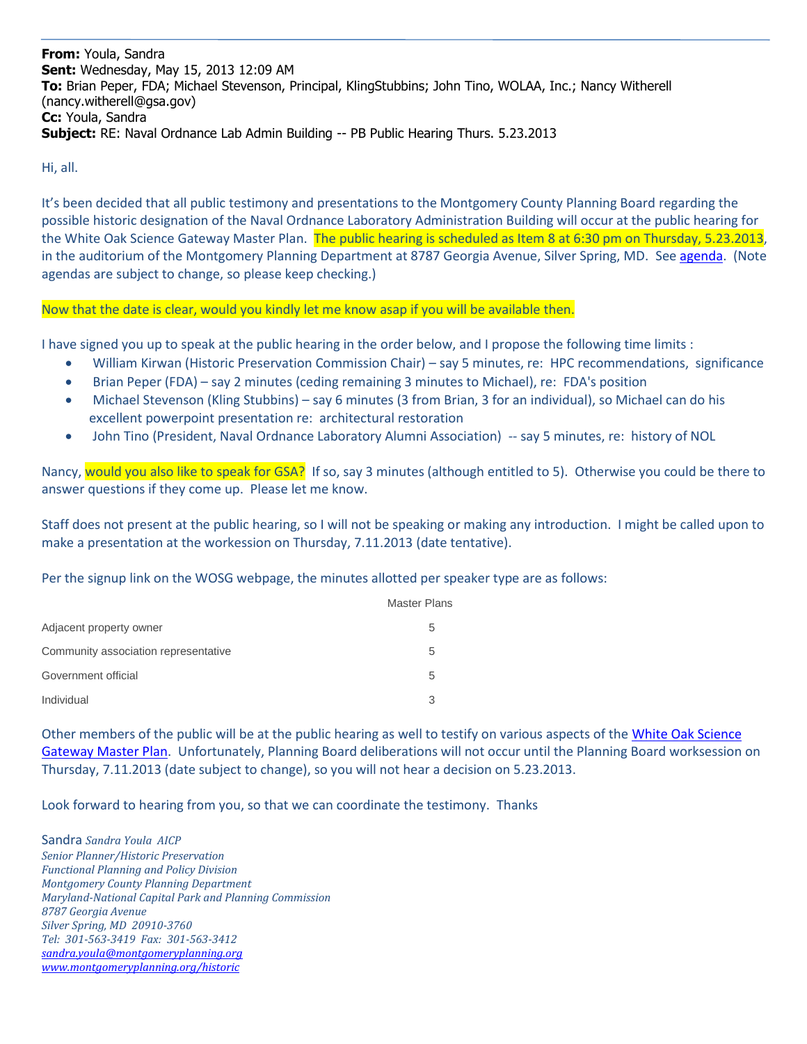**From:** Youla, Sandra
**Sent:** Wednesday, May 15, 2013 12:09 AM
**To:** Brian Peper, FDA; Michael Stevenson, Principal, KlingStubbins; John Tino, WOLAA, Inc.; Nancy Witherell (nancy.witherell@gsa.gov)
**Cc:** Youla, Sandra
**Subject:** RE: Naval Ordnance Lab Admin Building -- PB Public Hearing Thurs. 5.23.2013

Hi, all.

It's been decided that all public testimony and presentations to the Montgomery County Planning Board regarding the possible historic designation of the Naval Ordnance Laboratory Administration Building will occur at the public hearing for the White Oak Science Gateway Master Plan. The public hearing is scheduled as Item 8 at 6:30 pm on Thursday, 5.23.2013, in the auditorium of the Montgomery Planning Department at 8787 Georgia Avenue, Silver Spring, MD. See agenda. (Note agendas are subject to change, so please keep checking.)

Now that the date is clear, would you kindly let me know asap if you will be available then.

I have signed you up to speak at the public hearing in the order below, and I propose the following time limits :

- William Kirwan (Historic Preservation Commission Chair) – say 5 minutes, re: HPC recommendations, significance
- Brian Peper (FDA) – say 2 minutes (ceding remaining 3 minutes to Michael), re: FDA's position
- Michael Stevenson (Kling Stubbins) – say 6 minutes (3 from Brian, 3 for an individual), so Michael can do his excellent powerpoint presentation re: architectural restoration
- John Tino (President, Naval Ordnance Laboratory Alumni Association) -- say 5 minutes, re: history of NOL

Nancy, would you also like to speak for GSA? If so, say 3 minutes (although entitled to 5). Otherwise you could be there to answer questions if they come up. Please let me know.

Staff does not present at the public hearing, so I will not be speaking or making any introduction. I might be called upon to make a presentation at the workession on Thursday, 7.11.2013 (date tentative).

Per the signup link on the WOSG webpage, the minutes allotted per speaker type are as follows:

| | Master Plans |
|---|---|
| Adjacent property owner | 5 |
| Community association representative | 5 |
| Government official | 5 |
| Individual | 3 |

Other members of the public will be at the public hearing as well to testify on various aspects of the White Oak Science Gateway Master Plan. Unfortunately, Planning Board deliberations will not occur until the Planning Board worksession on Thursday, 7.11.2013 (date subject to change), so you will not hear a decision on 5.23.2013.

Look forward to hearing from you, so that we can coordinate the testimony. Thanks

Sandra *Sandra Youla AICP*
*Senior Planner/Historic Preservation*
*Functional Planning and Policy Division*
*Montgomery County Planning Department*
*Maryland-National Capital Park and Planning Commission*
*8787 Georgia Avenue*
*Silver Spring, MD 20910-3760*
*Tel: 301-563-3419 Fax: 301-563-3412*
*sandra.youla@montgomeryplanning.org*
*www.montgomeryplanning.org/historic*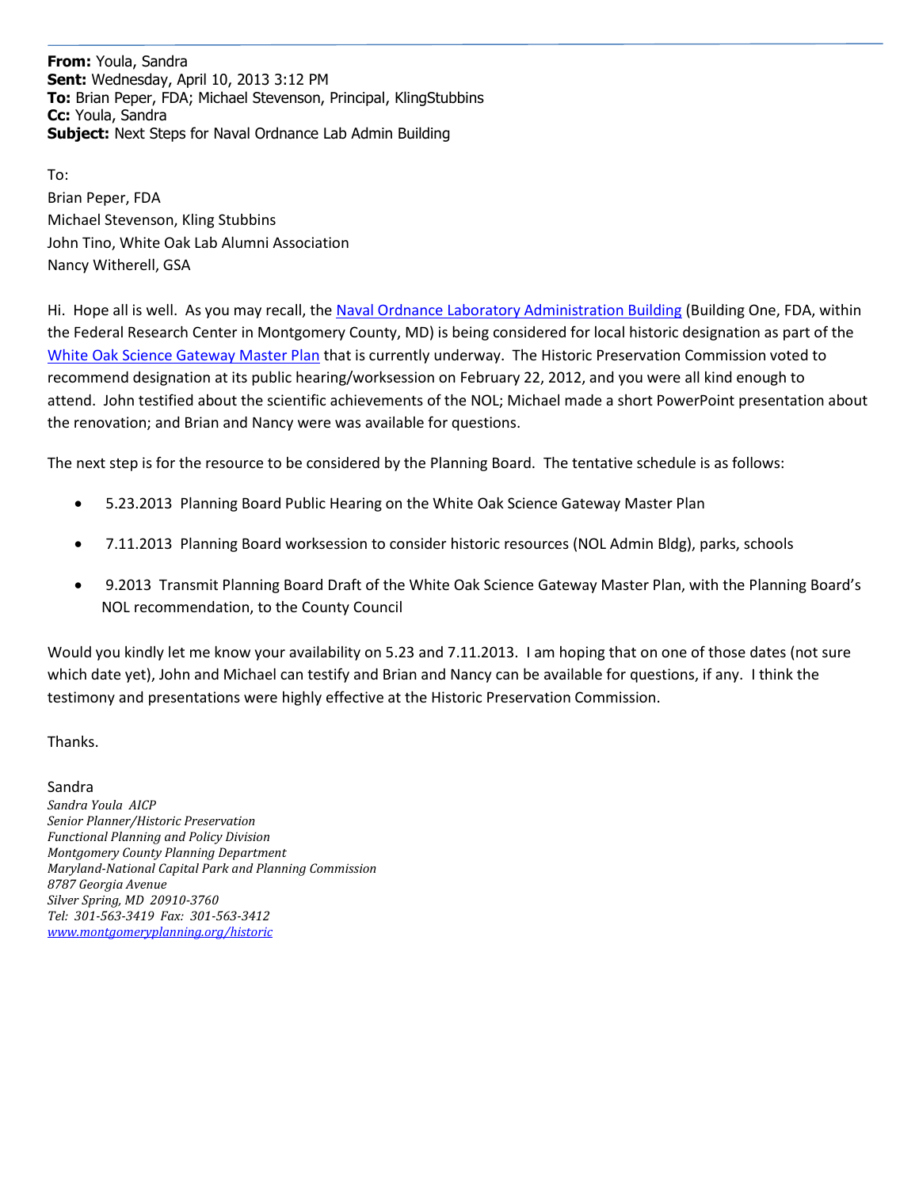**From:** Youla, Sandra
**Sent:** Wednesday, April 10, 2013 3:12 PM
**To:** Brian Peper, FDA; Michael Stevenson, Principal, KlingStubbins
**Cc:** Youla, Sandra
**Subject:** Next Steps for Naval Ordnance Lab Admin Building

To:
Brian Peper, FDA
Michael Stevenson, Kling Stubbins
John Tino, White Oak Lab Alumni Association
Nancy Witherell, GSA

Hi. Hope all is well. As you may recall, the Naval Ordnance Laboratory Administration Building (Building One, FDA, within the Federal Research Center in Montgomery County, MD) is being considered for local historic designation as part of the White Oak Science Gateway Master Plan that is currently underway. The Historic Preservation Commission voted to recommend designation at its public hearing/worksession on February 22, 2012, and you were all kind enough to attend. John testified about the scientific achievements of the NOL; Michael made a short PowerPoint presentation about the renovation; and Brian and Nancy were was available for questions.

The next step is for the resource to be considered by the Planning Board. The tentative schedule is as follows:

- 5.23.2013 Planning Board Public Hearing on the White Oak Science Gateway Master Plan
- 7.11.2013 Planning Board worksession to consider historic resources (NOL Admin Bldg), parks, schools
- 9.2013 Transmit Planning Board Draft of the White Oak Science Gateway Master Plan, with the Planning Board's NOL recommendation, to the County Council

Would you kindly let me know your availability on 5.23 and 7.11.2013. I am hoping that on one of those dates (not sure which date yet), John and Michael can testify and Brian and Nancy can be available for questions, if any. I think the testimony and presentations were highly effective at the Historic Preservation Commission.

Thanks.

Sandra
*Sandra Youla AICP*
*Senior Planner/Historic Preservation*
*Functional Planning and Policy Division*
*Montgomery County Planning Department*
*Maryland-National Capital Park and Planning Commission*
*8787 Georgia Avenue*
*Silver Spring, MD 20910-3760*
*Tel: 301-563-3419 Fax: 301-563-3412*
*www.montgomeryplanning.org/historic*